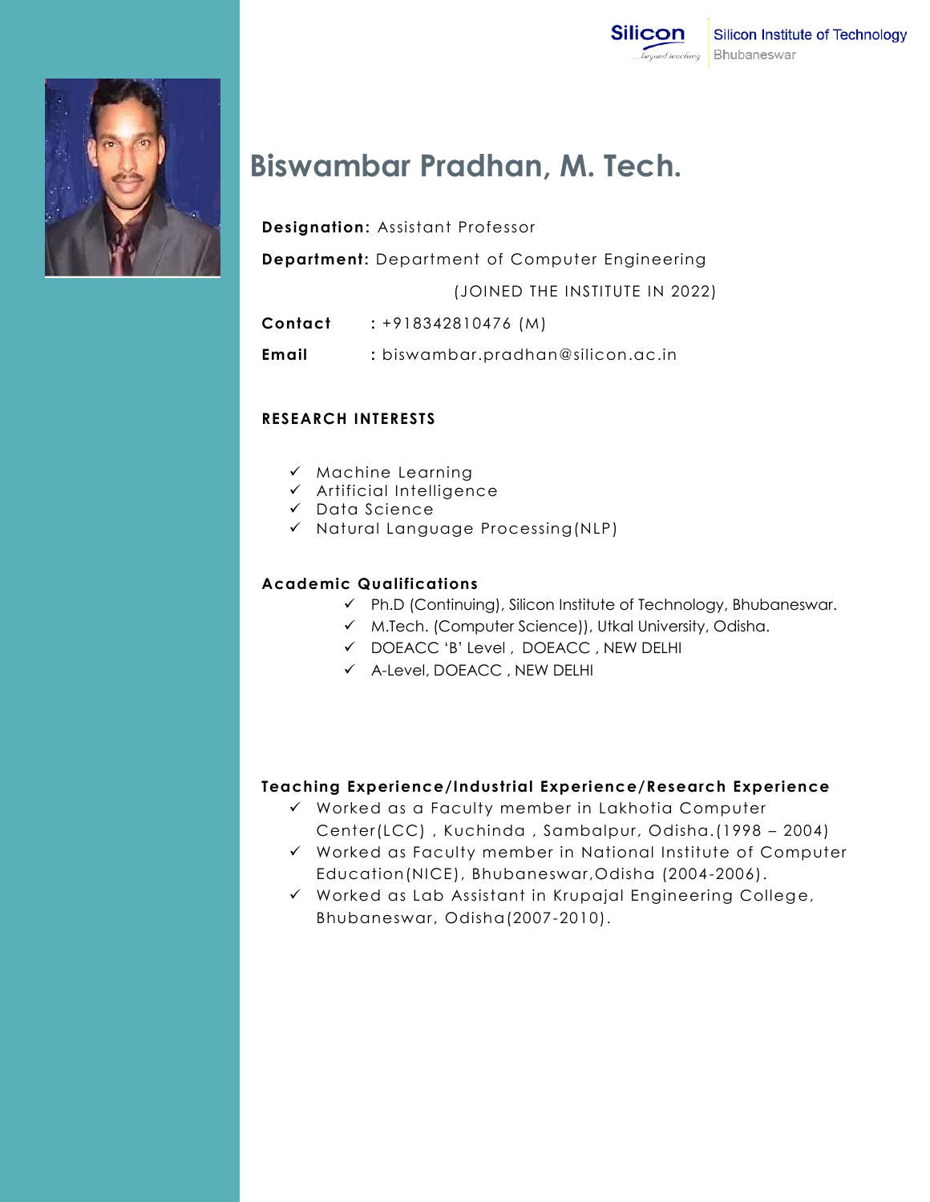Silicon Institute of Technology
Bhubaneswar

# Biswambar Pradhan, M. Tech.

**Designation:** Assistant Professor

**Department:** Department of Computer Engineering

(JOINED THE INSTITUTE IN 2022)

**Contact** : +918342810476 (M)

**Email** : biswambar.pradhan@silicon.ac.in

## RESEARCH INTERESTS

- ✓ Machine Learning
- ✓ Artificial Intelligence
- ✓ Data Science
- ✓ Natural Language Processing(NLP)

## Academic Qualifications

- ✓ Ph.D (Continuing), Silicon Institute of Technology, Bhubaneswar.
- ✓ M.Tech. (Computer Science)), Utkal University, Odisha.
- ✓ DOEACC 'B' Level , DOEACC , NEW DELHI
- ✓ A-Level, DOEACC , NEW DELHI

## Teaching Experience/Industrial Experience/Research Experience

- ✓ Worked as a Faculty member in Lakhotia Computer Center(LCC) , Kuchinda , Sambalpur, Odisha.(1998 – 2004)
- ✓ Worked as Faculty member in National Institute of Computer Education(NICE), Bhubaneswar,Odisha (2004-2006).
- ✓ Worked as Lab Assistant in Krupajal Engineering College, Bhubaneswar, Odisha(2007-2010).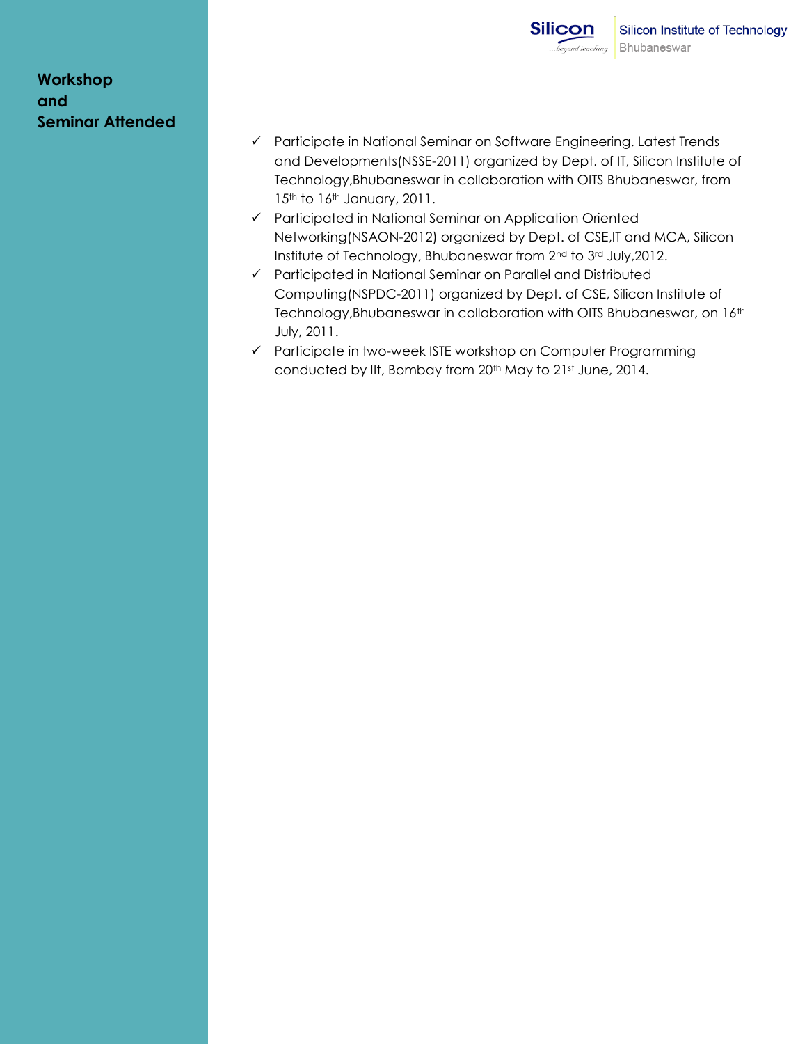## Workshop and Seminar Attended

- ✓ Participate in National Seminar on Software Engineering. Latest Trends and Developments(NSSE-2011) organized by Dept. of IT, Silicon Institute of Technology,Bhubaneswar in collaboration with OITS Bhubaneswar, from 15th to 16th January, 2011.
- ✓ Participated in National Seminar on Application Oriented Networking(NSAON-2012) organized by Dept. of CSE,IT and MCA, Silicon Institute of Technology, Bhubaneswar from 2nd to 3rd July,2012.
- ✓ Participated in National Seminar on Parallel and Distributed Computing(NSPDC-2011) organized by Dept. of CSE, Silicon Institute of Technology,Bhubaneswar in collaboration with OITS Bhubaneswar, on 16th July, 2011.
- ✓ Participate in two-week ISTE workshop on Computer Programming conducted by IIt, Bombay from 20th May to 21st June, 2014.